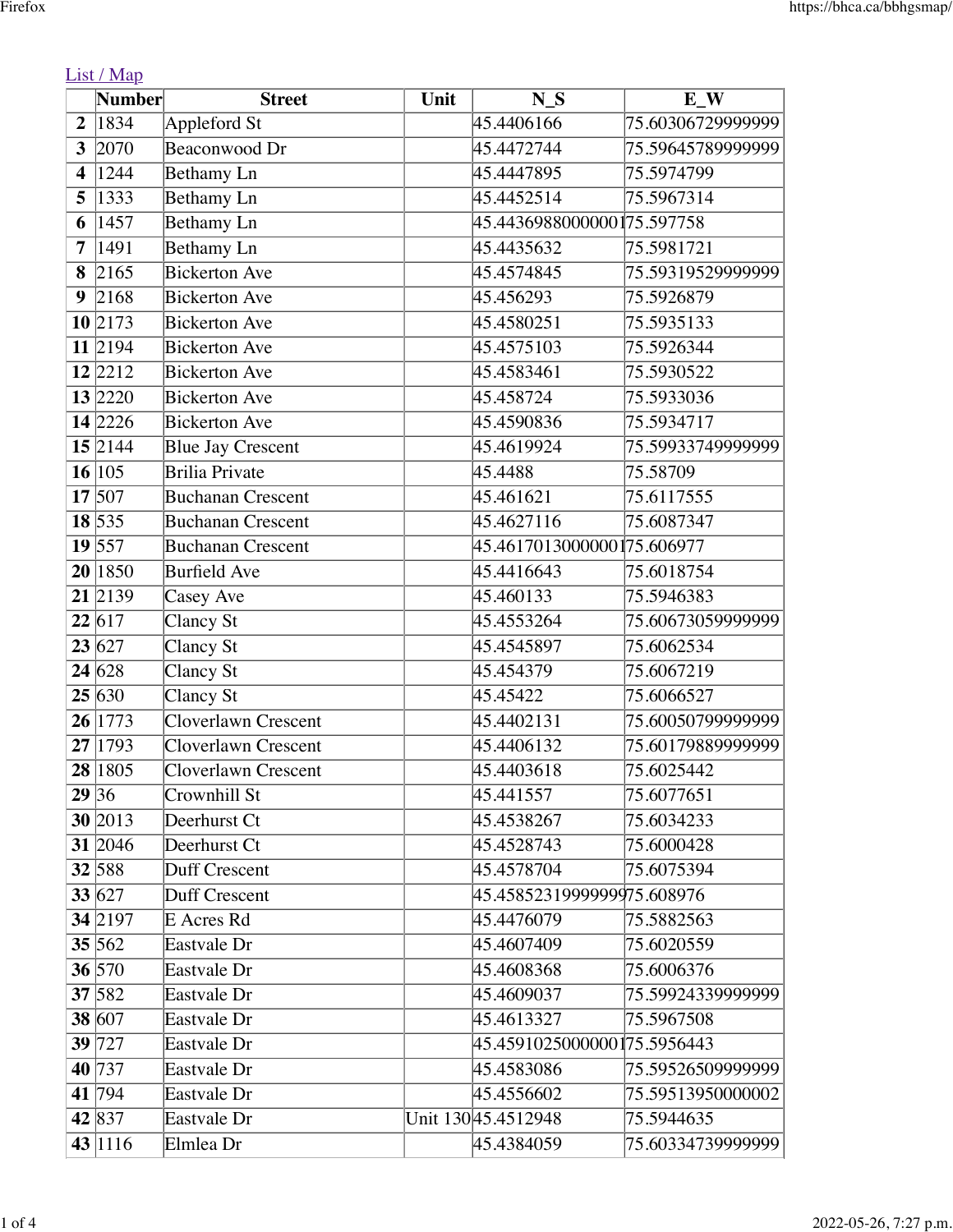List / Map

| | Number | Street | Unit | N_S | E_W |
|---|---|---|---|---|---|
| **2** | 1834 | Appleford St | | 45.4406166 | 75.60306729999999 |
| **3** | 2070 | Beaconwood Dr | | 45.4472744 | 75.59645789999999 |
| **4** | 1244 | Bethamy Ln | | 45.4447895 | 75.5974799 |
| **5** | 1333 | Bethamy Ln | | 45.4452514 | 75.5967314 |
| **6** | 1457 | Bethamy Ln | | 45.443698800000001 | 75.597758 |
| **7** | 1491 | Bethamy Ln | | 45.4435632 | 75.5981721 |
| **8** | 2165 | Bickerton Ave | | 45.4574845 | 75.59319529999999 |
| **9** | 2168 | Bickerton Ave | | 45.456293 | 75.5926879 |
| **10** | 2173 | Bickerton Ave | | 45.4580251 | 75.5935133 |
| **11** | 2194 | Bickerton Ave | | 45.4575103 | 75.5926344 |
| **12** | 2212 | Bickerton Ave | | 45.4583461 | 75.5930522 |
| **13** | 2220 | Bickerton Ave | | 45.458724 | 75.5933036 |
| **14** | 2226 | Bickerton Ave | | 45.4590836 | 75.5934717 |
| **15** | 2144 | Blue Jay Crescent | | 45.4619924 | 75.59933749999999 |
| **16** | 105 | Brilia Private | | 45.4488 | 75.58709 |
| **17** | 507 | Buchanan Crescent | | 45.461621 | 75.6117555 |
| **18** | 535 | Buchanan Crescent | | 45.4627116 | 75.6087347 |
| **19** | 557 | Buchanan Crescent | | 45.461701300000001 | 75.606977 |
| **20** | 1850 | Burfield Ave | | 45.4416643 | 75.6018754 |
| **21** | 2139 | Casey Ave | | 45.460133 | 75.5946383 |
| **22** | 617 | Clancy St | | 45.4553264 | 75.60673059999999 |
| **23** | 627 | Clancy St | | 45.4545897 | 75.6062534 |
| **24** | 628 | Clancy St | | 45.454379 | 75.6067219 |
| **25** | 630 | Clancy St | | 45.45422 | 75.6066527 |
| **26** | 1773 | Cloverlawn Crescent | | 45.4402131 | 75.60050799999999 |
| **27** | 1793 | Cloverlawn Crescent | | 45.4406132 | 75.60179889999999 |
| **28** | 1805 | Cloverlawn Crescent | | 45.4403618 | 75.6025442 |
| **29** | 36 | Crownhill St | | 45.441557 | 75.6077651 |
| **30** | 2013 | Deerhurst Ct | | 45.4538267 | 75.6034233 |
| **31** | 2046 | Deerhurst Ct | | 45.4528743 | 75.6000428 |
| **32** | 588 | Duff Crescent | | 45.4578704 | 75.6075394 |
| **33** | 627 | Duff Crescent | | 45.45852319999999 | 75.608976 |
| **34** | 2197 | E Acres Rd | | 45.4476079 | 75.5882563 |
| **35** | 562 | Eastvale Dr | | 45.4607409 | 75.6020559 |
| **36** | 570 | Eastvale Dr | | 45.4608368 | 75.6006376 |
| **37** | 582 | Eastvale Dr | | 45.4609037 | 75.59924339999999 |
| **38** | 607 | Eastvale Dr | | 45.4613327 | 75.5967508 |
| **39** | 727 | Eastvale Dr | | 45.459102500000001 | 75.5956443 |
| **40** | 737 | Eastvale Dr | | 45.4583086 | 75.59526509999999 |
| **41** | 794 | Eastvale Dr | | 45.4556602 | 75.59513950000002 |
| **42** | 837 | Eastvale Dr | Unit 130 | 45.4512948 | 75.5944635 |
| **43** | 1116 | Elmlea Dr | | 45.4384059 | 75.60334739999999 |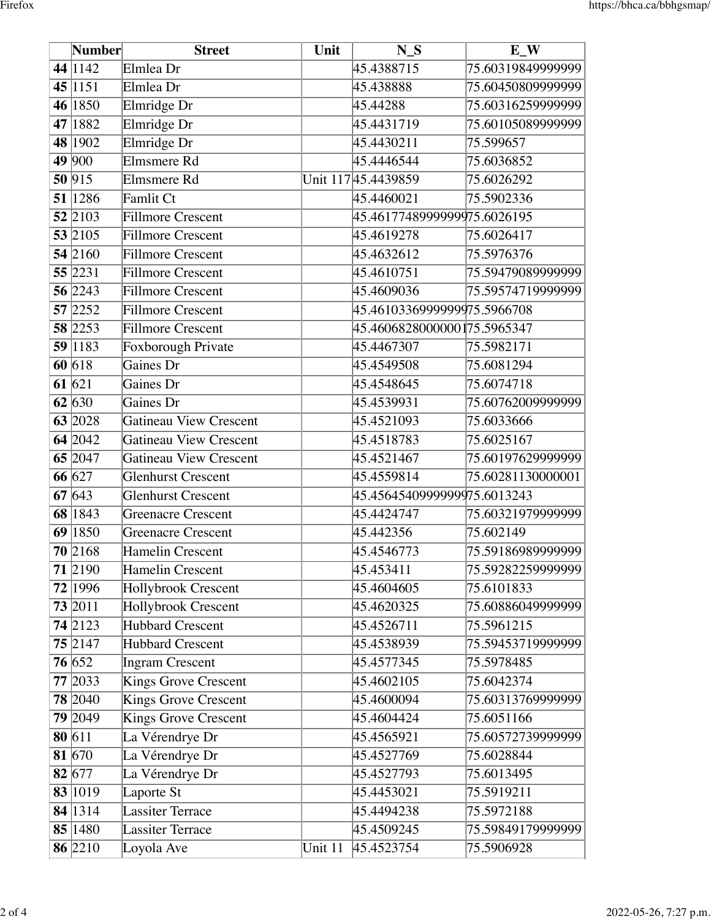| | Number | Street | Unit | N_S | E_W |
|---|---|---|---|---|---|
| **44** | 1142 | Elmlea Dr | | 45.4388715 | 75.60319849999999 |
| **45** | 1151 | Elmlea Dr | | 45.438888 | 75.60450809999999 |
| **46** | 1850 | Elmridge Dr | | 45.44288 | 75.60316259999999 |
| **47** | 1882 | Elmridge Dr | | 45.4431719 | 75.60105089999999 |
| **48** | 1902 | Elmridge Dr | | 45.4430211 | 75.599657 |
| **49** | 900 | Elmsmere Rd | | 45.4446544 | 75.6036852 |
| **50** | 915 | Elmsmere Rd | Unit 117 | 45.4439859 | 75.6026292 |
| **51** | 1286 | Famlit Ct | | 45.4460021 | 75.5902336 |
| **52** | 2103 | Fillmore Crescent | | 45.46177489999999 | 75.6026195 |
| **53** | 2105 | Fillmore Crescent | | 45.4619278 | 75.6026417 |
| **54** | 2160 | Fillmore Crescent | | 45.4632612 | 75.5976376 |
| **55** | 2231 | Fillmore Crescent | | 45.4610751 | 75.59479089999999 |
| **56** | 2243 | Fillmore Crescent | | 45.4609036 | 75.59574719999999 |
| **57** | 2252 | Fillmore Crescent | | 45.46103369999999 | 75.5966708 |
| **58** | 2253 | Fillmore Crescent | | 45.46068280000001 | 75.5965347 |
| **59** | 1183 | Foxborough Private | | 45.4467307 | 75.5982171 |
| **60** | 618 | Gaines Dr | | 45.4549508 | 75.6081294 |
| **61** | 621 | Gaines Dr | | 45.4548645 | 75.6074718 |
| **62** | 630 | Gaines Dr | | 45.4539931 | 75.60762009999999 |
| **63** | 2028 | Gatineau View Crescent | | 45.4521093 | 75.6033666 |
| **64** | 2042 | Gatineau View Crescent | | 45.4518783 | 75.6025167 |
| **65** | 2047 | Gatineau View Crescent | | 45.4521467 | 75.60197629999999 |
| **66** | 627 | Glenhurst Crescent | | 45.4559814 | 75.60281130000001 |
| **67** | 643 | Glenhurst Crescent | | 45.45645409999999 | 75.6013243 |
| **68** | 1843 | Greenacre Crescent | | 45.4424747 | 75.60321979999999 |
| **69** | 1850 | Greenacre Crescent | | 45.442356 | 75.602149 |
| **70** | 2168 | Hamelin Crescent | | 45.4546773 | 75.59186989999999 |
| **71** | 2190 | Hamelin Crescent | | 45.453411 | 75.59282259999999 |
| **72** | 1996 | Hollybrook Crescent | | 45.4604605 | 75.6101833 |
| **73** | 2011 | Hollybrook Crescent | | 45.4620325 | 75.60886049999999 |
| **74** | 2123 | Hubbard Crescent | | 45.4526711 | 75.5961215 |
| **75** | 2147 | Hubbard Crescent | | 45.4538939 | 75.59453719999999 |
| **76** | 652 | Ingram Crescent | | 45.4577345 | 75.5978485 |
| **77** | 2033 | Kings Grove Crescent | | 45.4602105 | 75.6042374 |
| **78** | 2040 | Kings Grove Crescent | | 45.4600094 | 75.60313769999999 |
| **79** | 2049 | Kings Grove Crescent | | 45.4604424 | 75.6051166 |
| **80** | 611 | La Vérendrye Dr | | 45.4565921 | 75.60572739999999 |
| **81** | 670 | La Vérendrye Dr | | 45.4527769 | 75.6028844 |
| **82** | 677 | La Vérendrye Dr | | 45.4527793 | 75.6013495 |
| **83** | 1019 | Laporte St | | 45.4453021 | 75.5919211 |
| **84** | 1314 | Lassiter Terrace | | 45.4494238 | 75.5972188 |
| **85** | 1480 | Lassiter Terrace | | 45.4509245 | 75.59849179999999 |
| **86** | 2210 | Loyola Ave | Unit 11 | 45.4523754 | 75.5906928 |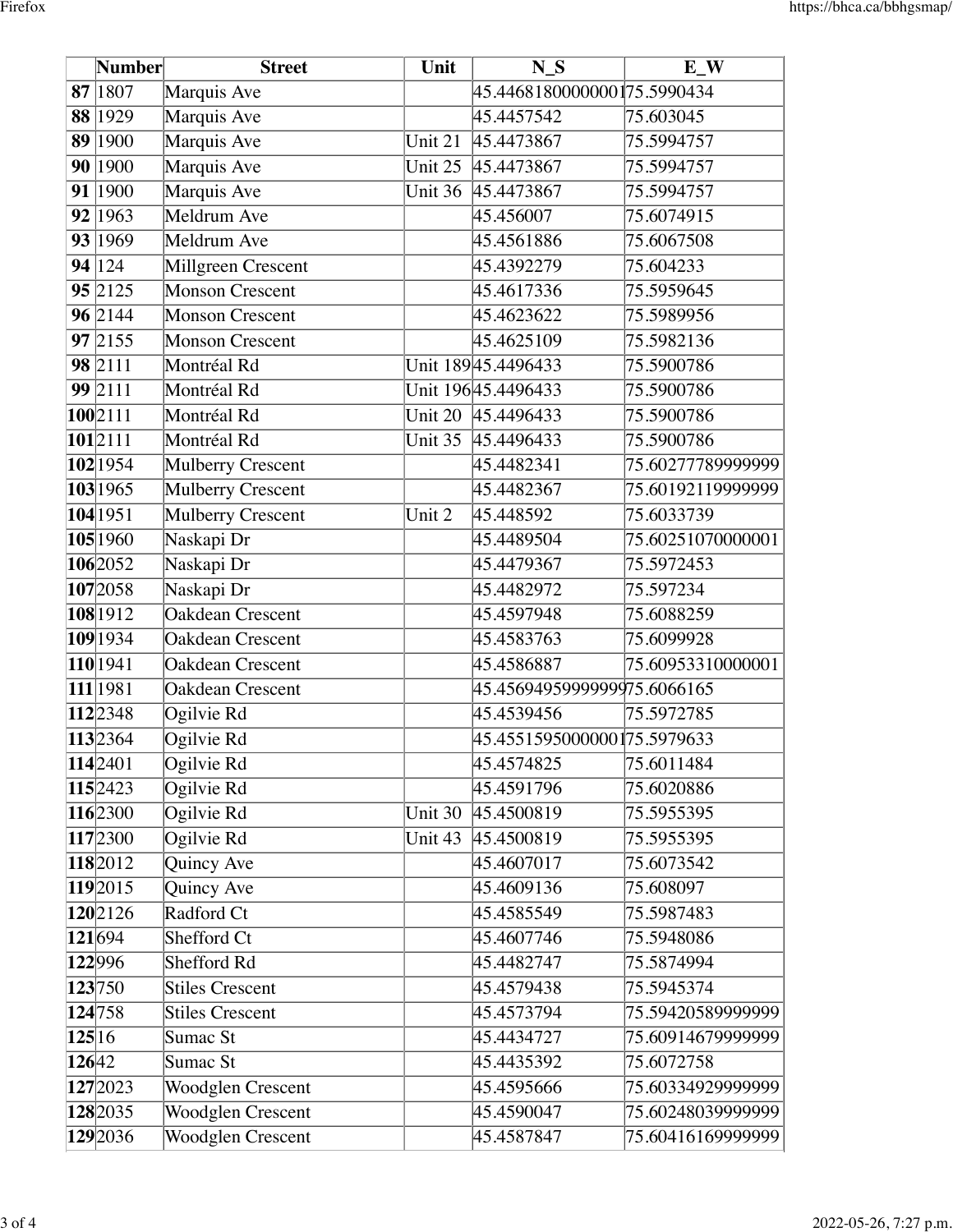| | Number | Street | Unit | N_S | E_W |
|---|---|---|---|---|---|
| 87 | 1807 | Marquis Ave | | 45.44681800000001 | 75.5990434 |
| 88 | 1929 | Marquis Ave | | 45.4457542 | 75.603045 |
| 89 | 1900 | Marquis Ave | Unit 21 | 45.4473867 | 75.5994757 |
| 90 | 1900 | Marquis Ave | Unit 25 | 45.4473867 | 75.5994757 |
| 91 | 1900 | Marquis Ave | Unit 36 | 45.4473867 | 75.5994757 |
| 92 | 1963 | Meldrum Ave | | 45.456007 | 75.6074915 |
| 93 | 1969 | Meldrum Ave | | 45.4561886 | 75.6067508 |
| 94 | 124 | Millgreen Crescent | | 45.4392279 | 75.604233 |
| 95 | 2125 | Monson Crescent | | 45.4617336 | 75.5959645 |
| 96 | 2144 | Monson Crescent | | 45.4623622 | 75.5989956 |
| 97 | 2155 | Monson Crescent | | 45.4625109 | 75.5982136 |
| 98 | 2111 | Montréal Rd | Unit 189 | 45.4496433 | 75.5900786 |
| 99 | 2111 | Montréal Rd | Unit 196 | 45.4496433 | 75.5900786 |
| 100 | 2111 | Montréal Rd | Unit 20 | 45.4496433 | 75.5900786 |
| 101 | 2111 | Montréal Rd | Unit 35 | 45.4496433 | 75.5900786 |
| 102 | 1954 | Mulberry Crescent | | 45.4482341 | 75.60277789999999 |
| 103 | 1965 | Mulberry Crescent | | 45.4482367 | 75.60192119999999 |
| 104 | 1951 | Mulberry Crescent | Unit 2 | 45.448592 | 75.6033739 |
| 105 | 1960 | Naskapi Dr | | 45.4489504 | 75.60251070000001 |
| 106 | 2052 | Naskapi Dr | | 45.4479367 | 75.5972453 |
| 107 | 2058 | Naskapi Dr | | 45.4482972 | 75.597234 |
| 108 | 1912 | Oakdean Crescent | | 45.4597948 | 75.6088259 |
| 109 | 1934 | Oakdean Crescent | | 45.4583763 | 75.6099928 |
| 110 | 1941 | Oakdean Crescent | | 45.4586887 | 75.60953310000001 |
| 111 | 1981 | Oakdean Crescent | | 45.45694959999999 | 75.6066165 |
| 112 | 2348 | Ogilvie Rd | | 45.4539456 | 75.5972785 |
| 113 | 2364 | Ogilvie Rd | | 45.45515950000001 | 75.5979633 |
| 114 | 2401 | Ogilvie Rd | | 45.4574825 | 75.6011484 |
| 115 | 2423 | Ogilvie Rd | | 45.4591796 | 75.6020886 |
| 116 | 2300 | Ogilvie Rd | Unit 30 | 45.4500819 | 75.5955395 |
| 117 | 2300 | Ogilvie Rd | Unit 43 | 45.4500819 | 75.5955395 |
| 118 | 2012 | Quincy Ave | | 45.4607017 | 75.6073542 |
| 119 | 2015 | Quincy Ave | | 45.4609136 | 75.608097 |
| 120 | 2126 | Radford Ct | | 45.4585549 | 75.5987483 |
| 121 | 694 | Shefford Ct | | 45.4607746 | 75.5948086 |
| 122 | 996 | Shefford Rd | | 45.4482747 | 75.5874994 |
| 123 | 750 | Stiles Crescent | | 45.4579438 | 75.5945374 |
| 124 | 758 | Stiles Crescent | | 45.4573794 | 75.59420589999999 |
| 125 | 16 | Sumac St | | 45.4434727 | 75.60914679999999 |
| 126 | 42 | Sumac St | | 45.4435392 | 75.6072758 |
| 127 | 2023 | Woodglen Crescent | | 45.4595666 | 75.60334929999999 |
| 128 | 2035 | Woodglen Crescent | | 45.4590047 | 75.60248039999999 |
| 129 | 2036 | Woodglen Crescent | | 45.4587847 | 75.60416169999999 |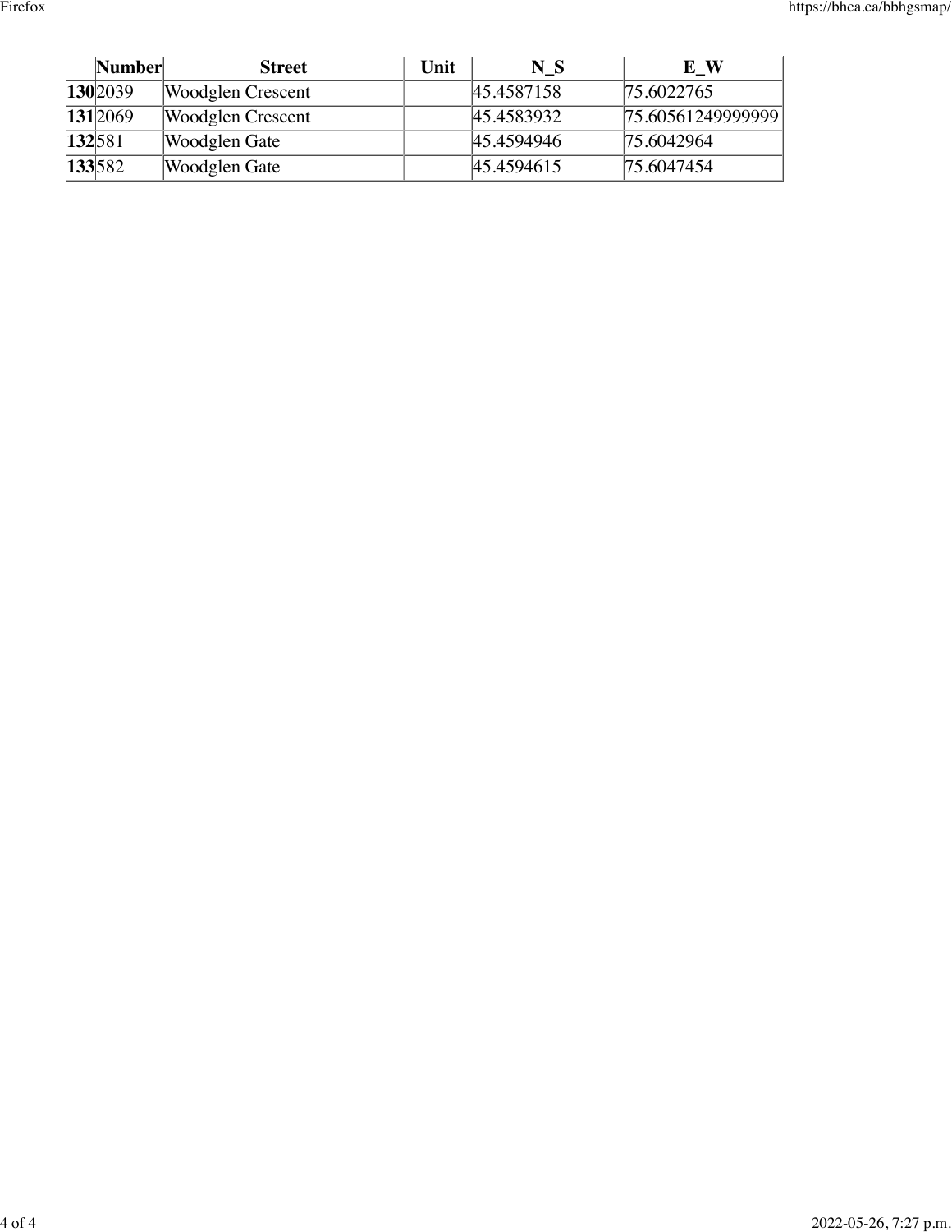| | Number | Street | Unit | N_S | E_W |
|---|---|---|---|---|---|
| **130** | 2039 | Woodglen Crescent | | 45.4587158 | 75.6022765 |
| **131** | 2069 | Woodglen Crescent | | 45.4583932 | 75.60561249999999 |
| **132** | 581 | Woodglen Gate | | 45.4594946 | 75.6042964 |
| **133** | 582 | Woodglen Gate | | 45.4594615 | 75.6047454 |